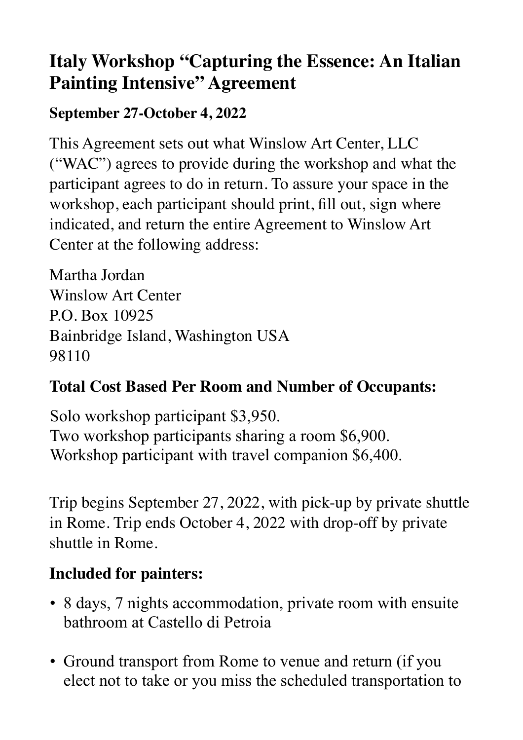# Italy Workshop “Capturing the Essence: An Italian Painting Intensive” Agreement

**September 27-October 4, 2022**

This Agreement sets out what Winslow Art Center, LLC (“WAC”) agrees to provide during the workshop and what the participant agrees to do in return. To assure your space in the workshop, each participant should print, fill out, sign where indicated, and return the entire Agreement to Winslow Art Center at the following address:

Martha Jordan
Winslow Art Center
P.O. Box 10925
Bainbridge Island, Washington USA
98110

**Total Cost Based Per Room and Number of Occupants:**

Solo workshop participant $3,950.
Two workshop participants sharing a room $6,900.
Workshop participant with travel companion $6,400.

Trip begins September 27, 2022, with pick-up by private shuttle in Rome. Trip ends October 4, 2022 with drop-off by private shuttle in Rome.

**Included for painters:**

- 8 days, 7 nights accommodation, private room with ensuite bathroom at Castello di Petroia
- Ground transport from Rome to venue and return (if you elect not to take or you miss the scheduled transportation to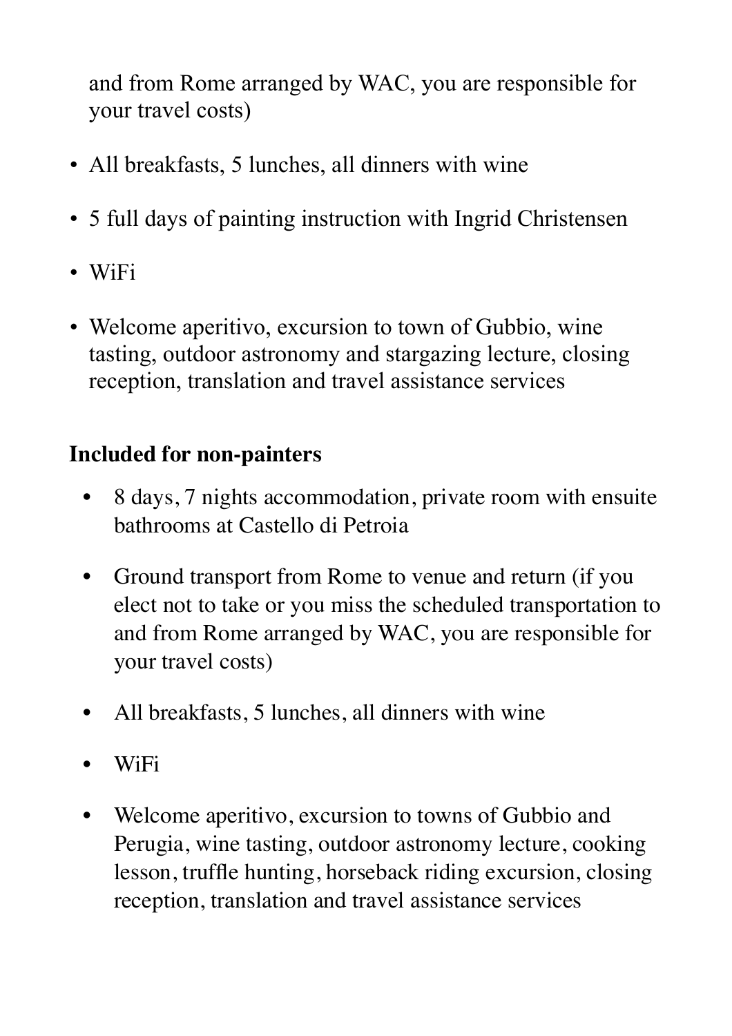and from Rome arranged by WAC, you are responsible for your travel costs)

- All breakfasts, 5 lunches, all dinners with wine
- 5 full days of painting instruction with Ingrid Christensen
- WiFi
- Welcome aperitivo, excursion to town of Gubbio, wine tasting, outdoor astronomy and stargazing lecture, closing reception, translation and travel assistance services

**Included for non-painters**

- 8 days, 7 nights accommodation, private room with ensuite bathrooms at Castello di Petroia
- Ground transport from Rome to venue and return (if you elect not to take or you miss the scheduled transportation to and from Rome arranged by WAC, you are responsible for your travel costs)
- All breakfasts, 5 lunches, all dinners with wine
- WiFi
- Welcome aperitivo, excursion to towns of Gubbio and Perugia, wine tasting, outdoor astronomy lecture, cooking lesson, truffle hunting, horseback riding excursion, closing reception, translation and travel assistance services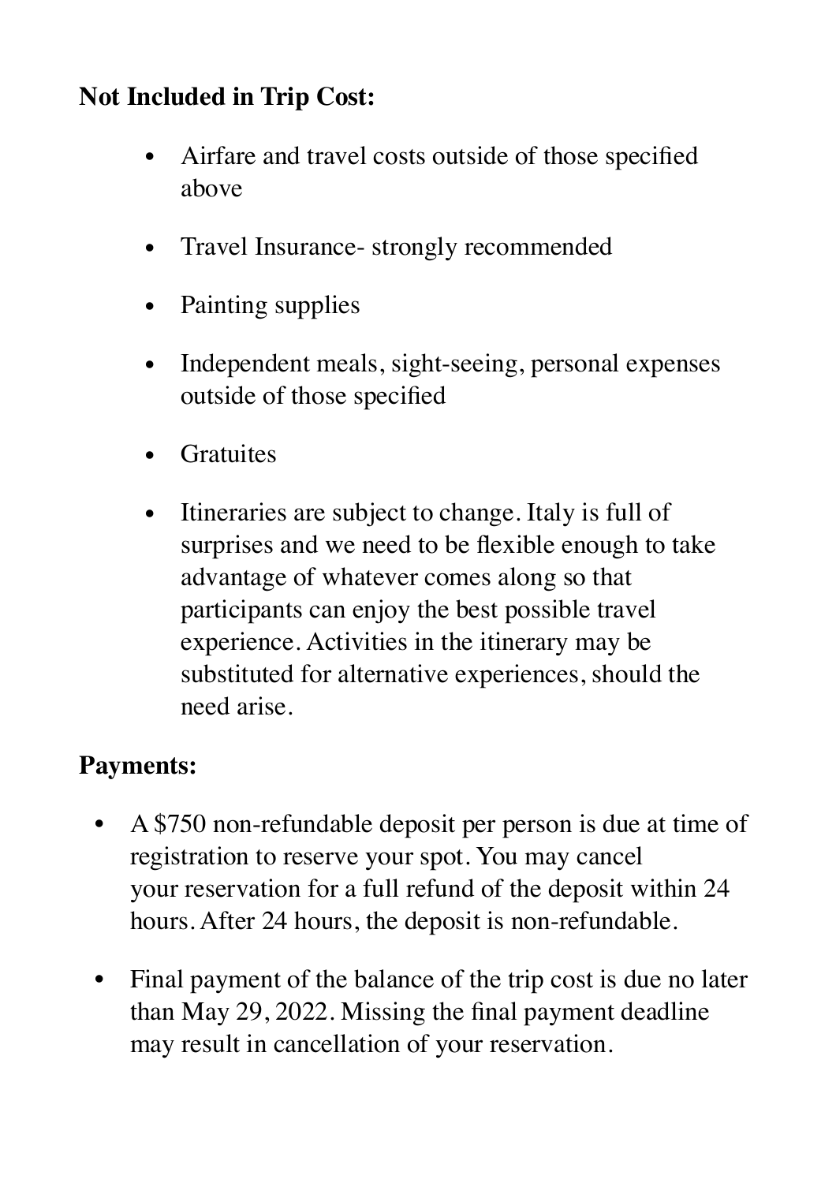**Not Included in Trip Cost:**

- Airfare and travel costs outside of those specified above
- Travel Insurance- strongly recommended
- Painting supplies
- Independent meals, sight-seeing, personal expenses outside of those specified
- Gratuites
- Itineraries are subject to change. Italy is full of surprises and we need to be flexible enough to take advantage of whatever comes along so that participants can enjoy the best possible travel experience. Activities in the itinerary may be substituted for alternative experiences, should the need arise.

**Payments:**

- A $750 non-refundable deposit per person is due at time of registration to reserve your spot. You may cancel your reservation for a full refund of the deposit within 24 hours. After 24 hours, the deposit is non-refundable.
- Final payment of the balance of the trip cost is due no later than May 29, 2022. Missing the final payment deadline may result in cancellation of your reservation.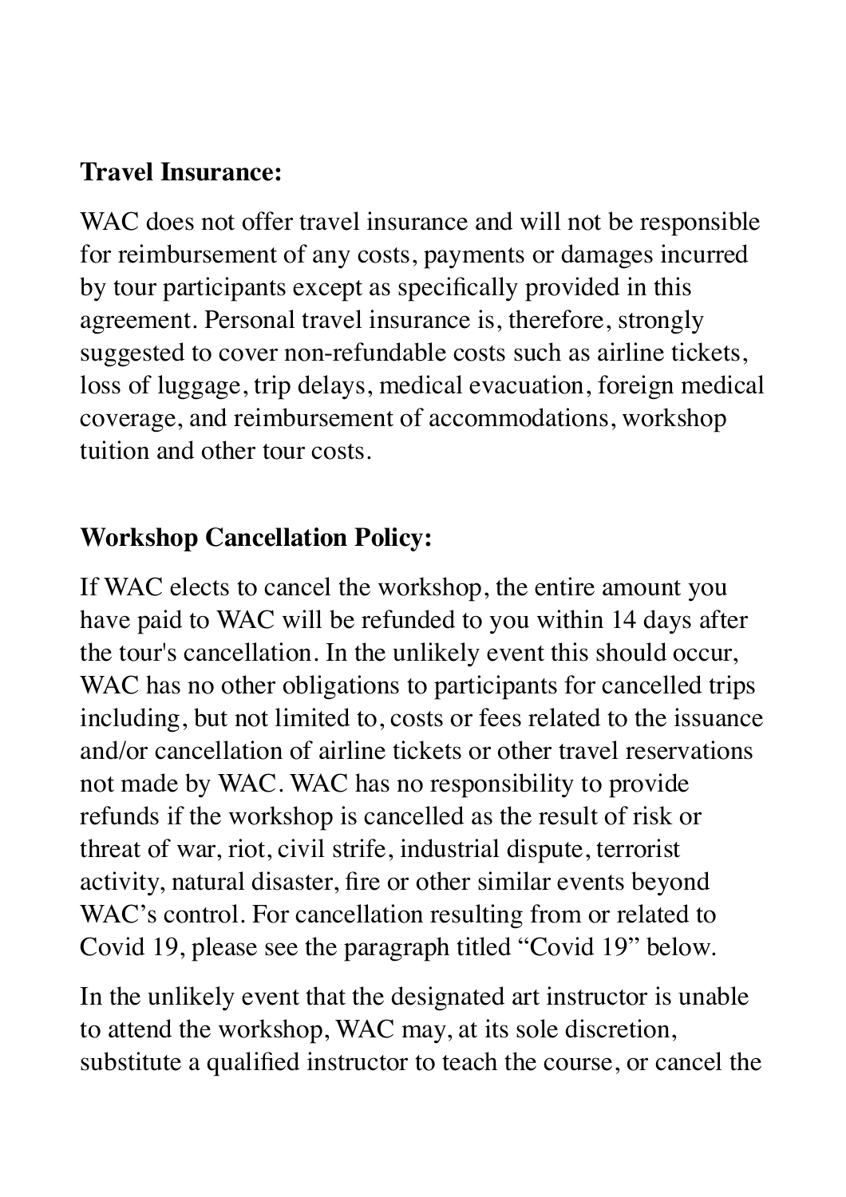**Travel Insurance:**

WAC does not offer travel insurance and will not be responsible for reimbursement of any costs, payments or damages incurred by tour participants except as specifically provided in this agreement. Personal travel insurance is, therefore, strongly suggested to cover non-refundable costs such as airline tickets, loss of luggage, trip delays, medical evacuation, foreign medical coverage, and reimbursement of accommodations, workshop tuition and other tour costs.

**Workshop Cancellation Policy:**

If WAC elects to cancel the workshop, the entire amount you have paid to WAC will be refunded to you within 14 days after the tour's cancellation. In the unlikely event this should occur, WAC has no other obligations to participants for cancelled trips including, but not limited to, costs or fees related to the issuance and/or cancellation of airline tickets or other travel reservations not made by WAC. WAC has no responsibility to provide refunds if the workshop is cancelled as the result of risk or threat of war, riot, civil strife, industrial dispute, terrorist activity, natural disaster, fire or other similar events beyond WAC's control. For cancellation resulting from or related to Covid 19, please see the paragraph titled "Covid 19" below.

In the unlikely event that the designated art instructor is unable to attend the workshop, WAC may, at its sole discretion, substitute a qualified instructor to teach the course, or cancel the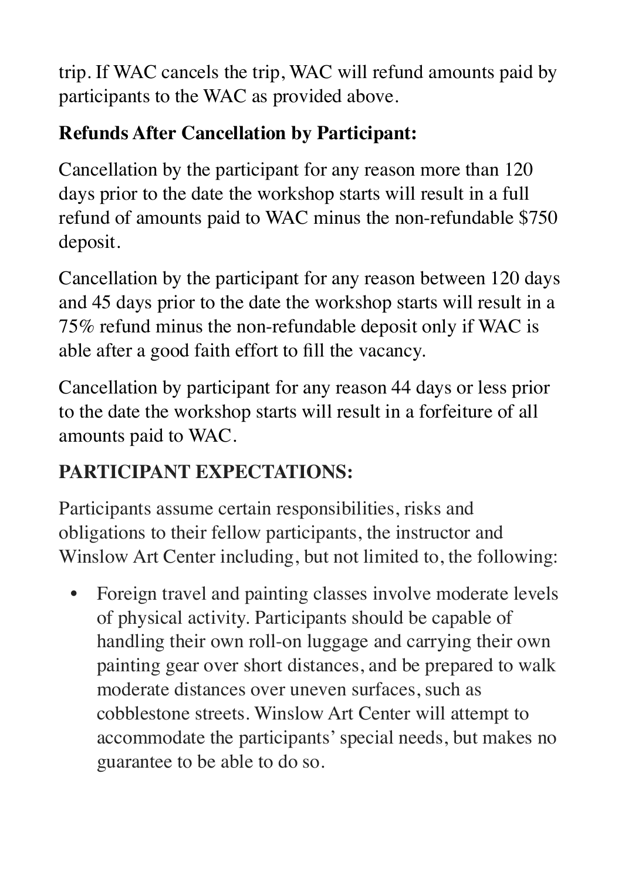trip. If WAC cancels the trip, WAC will refund amounts paid by participants to the WAC as provided above.

**Refunds After Cancellation by Participant:**

Cancellation by the participant for any reason more than 120 days prior to the date the workshop starts will result in a full refund of amounts paid to WAC minus the non-refundable $750 deposit.

Cancellation by the participant for any reason between 120 days and 45 days prior to the date the workshop starts will result in a 75% refund minus the non-refundable deposit only if WAC is able after a good faith effort to fill the vacancy.

Cancellation by participant for any reason 44 days or less prior to the date the workshop starts will result in a forfeiture of all amounts paid to WAC.

**PARTICIPANT EXPECTATIONS:**

Participants assume certain responsibilities, risks and obligations to their fellow participants, the instructor and Winslow Art Center including, but not limited to, the following:

- Foreign travel and painting classes involve moderate levels of physical activity. Participants should be capable of handling their own roll-on luggage and carrying their own painting gear over short distances, and be prepared to walk moderate distances over uneven surfaces, such as cobblestone streets. Winslow Art Center will attempt to accommodate the participants' special needs, but makes no guarantee to be able to do so.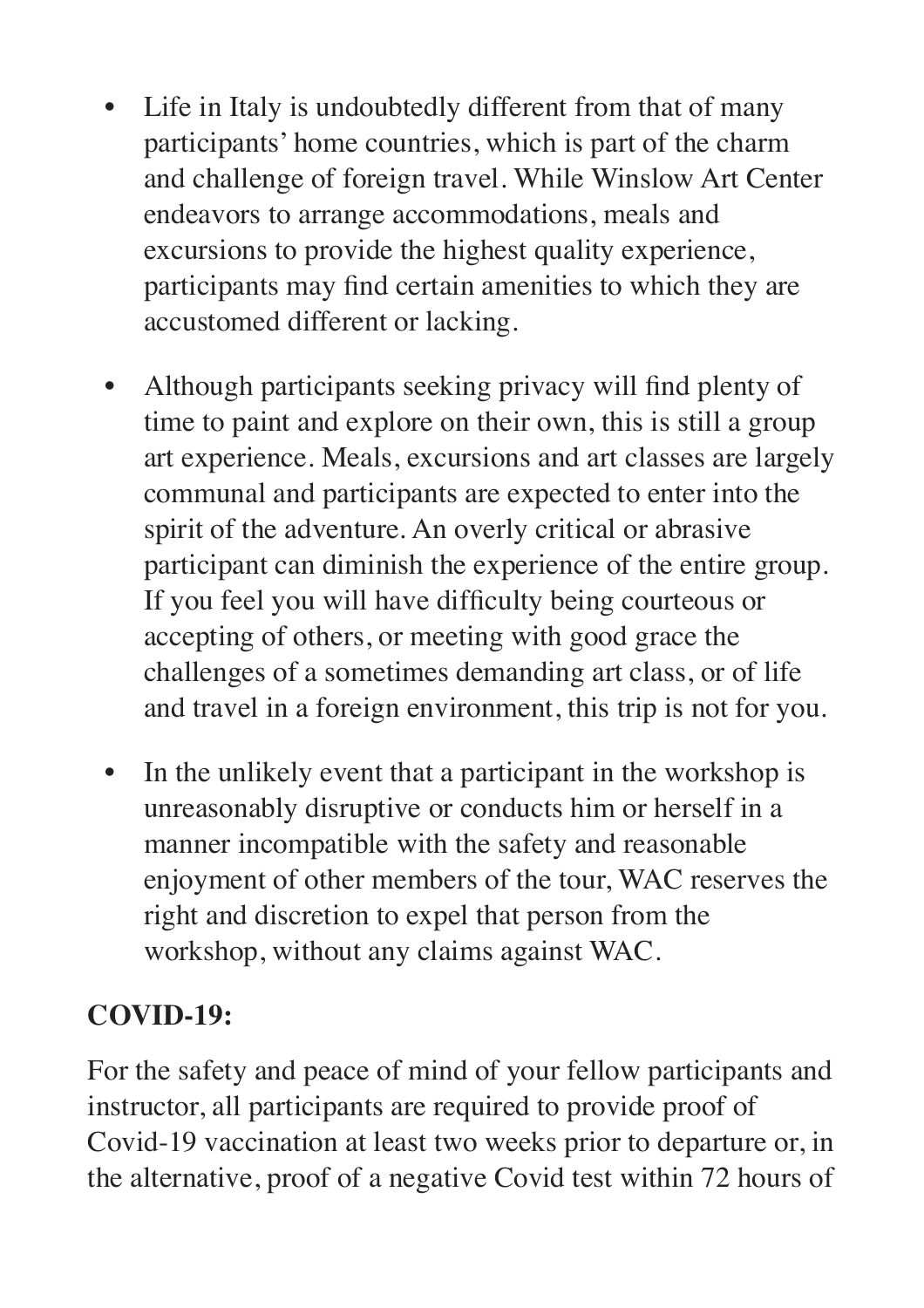- Life in Italy is undoubtedly different from that of many participants' home countries, which is part of the charm and challenge of foreign travel. While Winslow Art Center endeavors to arrange accommodations, meals and excursions to provide the highest quality experience, participants may find certain amenities to which they are accustomed different or lacking.

- Although participants seeking privacy will find plenty of time to paint and explore on their own, this is still a group art experience. Meals, excursions and art classes are largely communal and participants are expected to enter into the spirit of the adventure. An overly critical or abrasive participant can diminish the experience of the entire group. If you feel you will have difficulty being courteous or accepting of others, or meeting with good grace the challenges of a sometimes demanding art class, or of life and travel in a foreign environment, this trip is not for you.

- In the unlikely event that a participant in the workshop is unreasonably disruptive or conducts him or herself in a manner incompatible with the safety and reasonable enjoyment of other members of the tour, WAC reserves the right and discretion to expel that person from the workshop, without any claims against WAC.

**COVID-19:**

For the safety and peace of mind of your fellow participants and instructor, all participants are required to provide proof of Covid-19 vaccination at least two weeks prior to departure or, in the alternative, proof of a negative Covid test within 72 hours of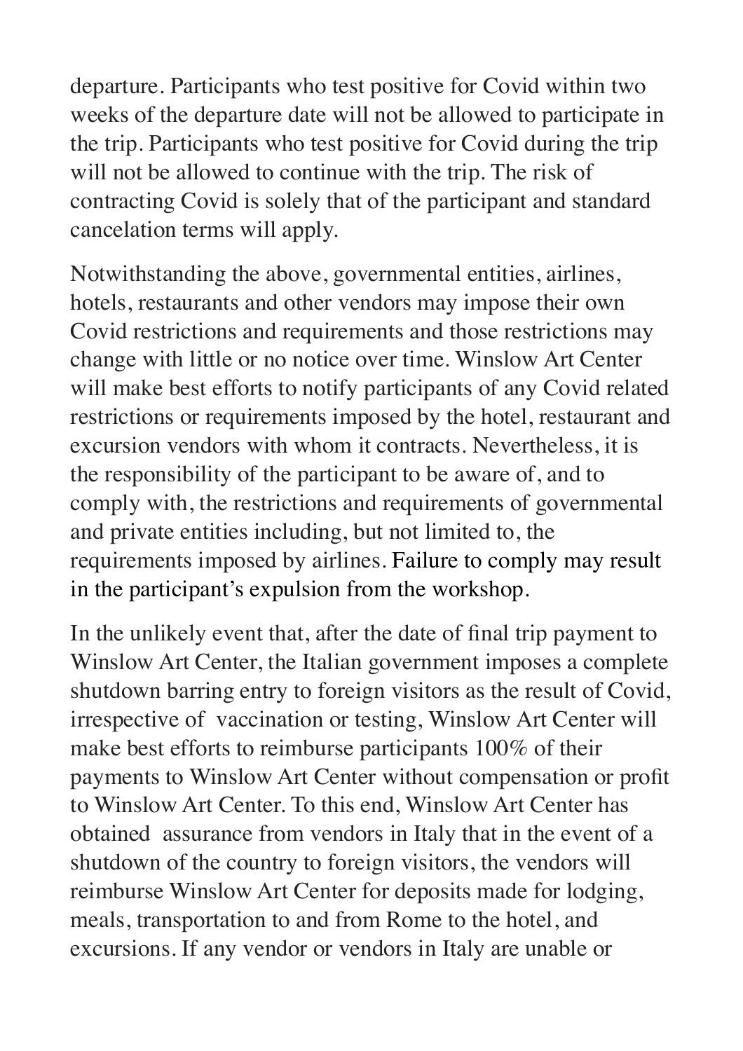departure. Participants who test positive for Covid within two weeks of the departure date will not be allowed to participate in the trip. Participants who test positive for Covid during the trip will not be allowed to continue with the trip. The risk of contracting Covid is solely that of the participant and standard cancelation terms will apply.

Notwithstanding the above, governmental entities, airlines, hotels, restaurants and other vendors may impose their own Covid restrictions and requirements and those restrictions may change with little or no notice over time. Winslow Art Center will make best efforts to notify participants of any Covid related restrictions or requirements imposed by the hotel, restaurant and excursion vendors with whom it contracts. Nevertheless, it is the responsibility of the participant to be aware of, and to comply with, the restrictions and requirements of governmental and private entities including, but not limited to, the requirements imposed by airlines. Failure to comply may result in the participant's expulsion from the workshop.

In the unlikely event that, after the date of final trip payment to Winslow Art Center, the Italian government imposes a complete shutdown barring entry to foreign visitors as the result of Covid, irrespective of vaccination or testing, Winslow Art Center will make best efforts to reimburse participants 100% of their payments to Winslow Art Center without compensation or profit to Winslow Art Center. To this end, Winslow Art Center has obtained assurance from vendors in Italy that in the event of a shutdown of the country to foreign visitors, the vendors will reimburse Winslow Art Center for deposits made for lodging, meals, transportation to and from Rome to the hotel, and excursions. If any vendor or vendors in Italy are unable or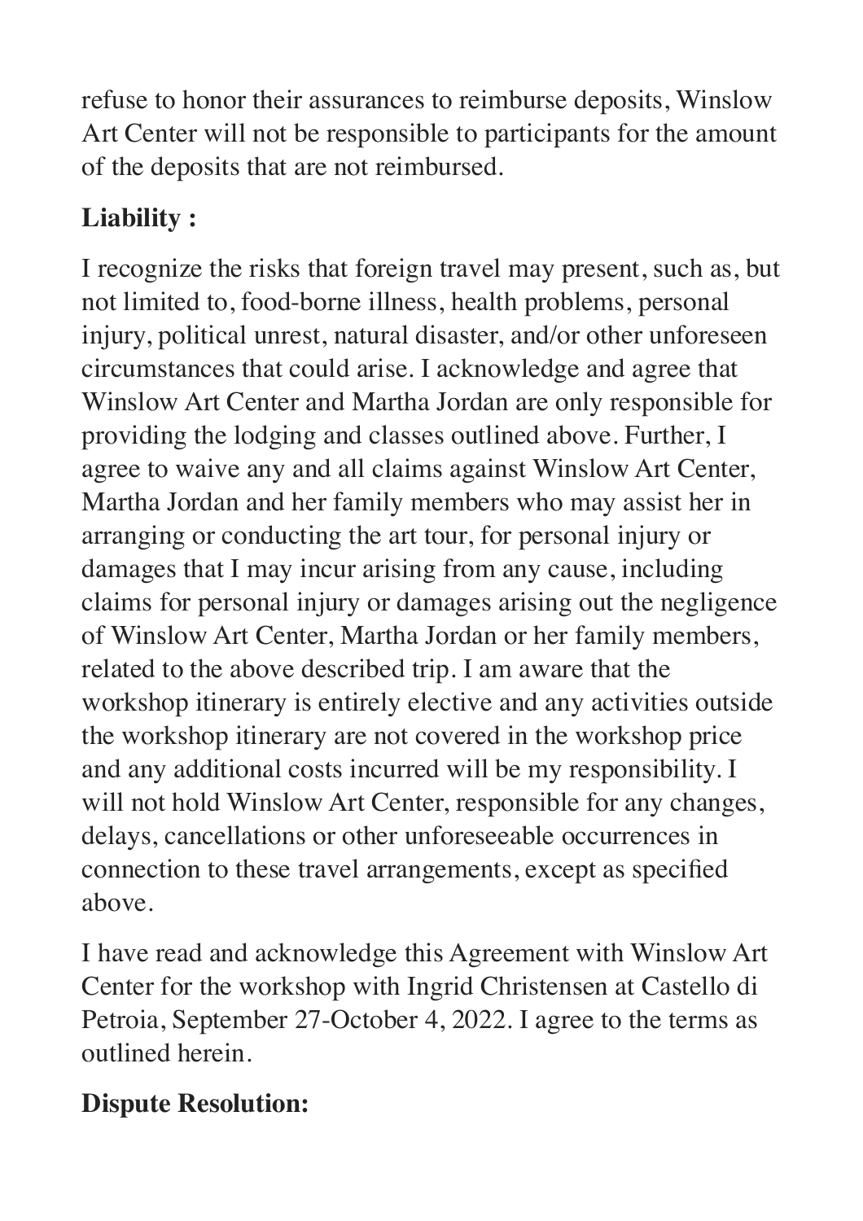refuse to honor their assurances to reimburse deposits, Winslow Art Center will not be responsible to participants for the amount of the deposits that are not reimbursed.

**Liability :**

I recognize the risks that foreign travel may present, such as, but not limited to, food-borne illness, health problems, personal injury, political unrest, natural disaster, and/or other unforeseen circumstances that could arise. I acknowledge and agree that Winslow Art Center and Martha Jordan are only responsible for providing the lodging and classes outlined above. Further, I agree to waive any and all claims against Winslow Art Center, Martha Jordan and her family members who may assist her in arranging or conducting the art tour, for personal injury or damages that I may incur arising from any cause, including claims for personal injury or damages arising out the negligence of Winslow Art Center, Martha Jordan or her family members, related to the above described trip. I am aware that the workshop itinerary is entirely elective and any activities outside the workshop itinerary are not covered in the workshop price and any additional costs incurred will be my responsibility. I will not hold Winslow Art Center, responsible for any changes, delays, cancellations or other unforeseeable occurrences in connection to these travel arrangements, except as specified above.

I have read and acknowledge this Agreement with Winslow Art Center for the workshop with Ingrid Christensen at Castello di Petroia, September 27-October 4, 2022. I agree to the terms as outlined herein.

**Dispute Resolution:**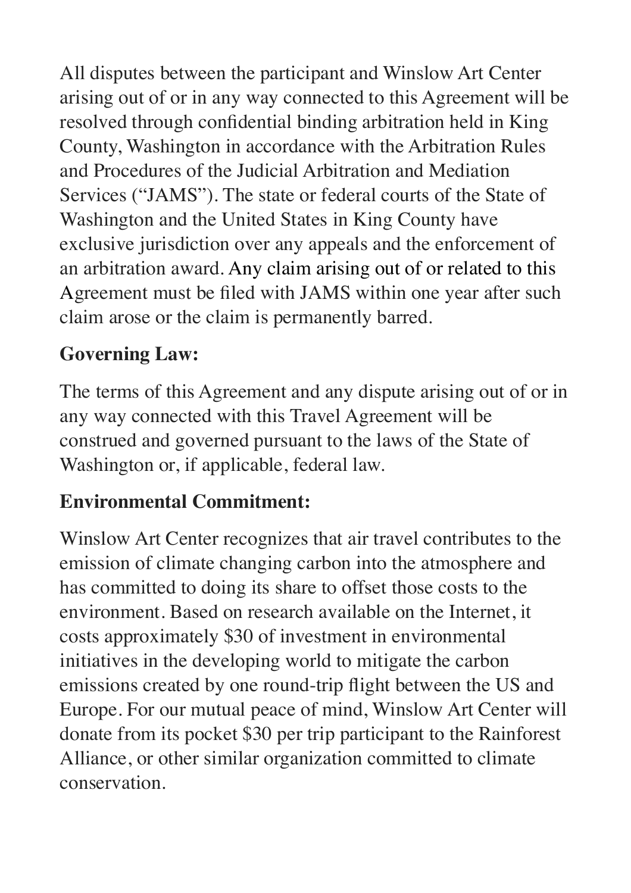All disputes between the participant and Winslow Art Center arising out of or in any way connected to this Agreement will be resolved through confidential binding arbitration held in King County, Washington in accordance with the Arbitration Rules and Procedures of the Judicial Arbitration and Mediation Services ("JAMS"). The state or federal courts of the State of Washington and the United States in King County have exclusive jurisdiction over any appeals and the enforcement of an arbitration award. Any claim arising out of or related to this Agreement must be filed with JAMS within one year after such claim arose or the claim is permanently barred.

**Governing Law:**

The terms of this Agreement and any dispute arising out of or in any way connected with this Travel Agreement will be construed and governed pursuant to the laws of the State of Washington or, if applicable, federal law.

**Environmental Commitment:**

Winslow Art Center recognizes that air travel contributes to the emission of climate changing carbon into the atmosphere and has committed to doing its share to offset those costs to the environment. Based on research available on the Internet, it costs approximately $30 of investment in environmental initiatives in the developing world to mitigate the carbon emissions created by one round-trip flight between the US and Europe. For our mutual peace of mind, Winslow Art Center will donate from its pocket $30 per trip participant to the Rainforest Alliance, or other similar organization committed to climate conservation.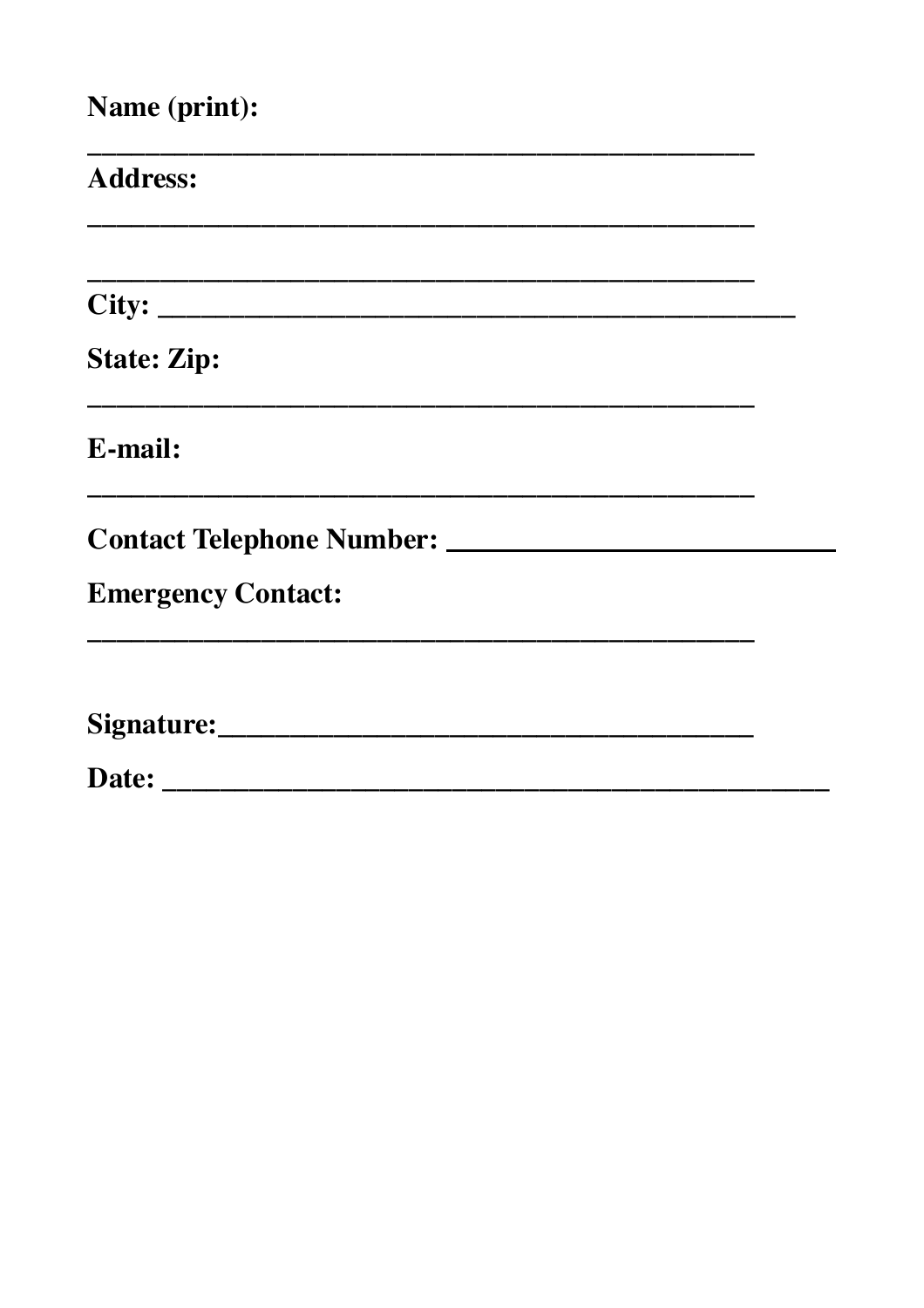**Name (print):**

**_____________________________________________**

**Address:**

**_____________________________________________**

**_____________________________________________**

**City: ___________________________________________**

**State: Zip:**

**_____________________________________________**

**E-mail:**

**_____________________________________________**

**Contact Telephone Number: __________________________**

**Emergency Contact:**

**_____________________________________________**

**Signature:____________________________________**

**Date: _____________________________________________**